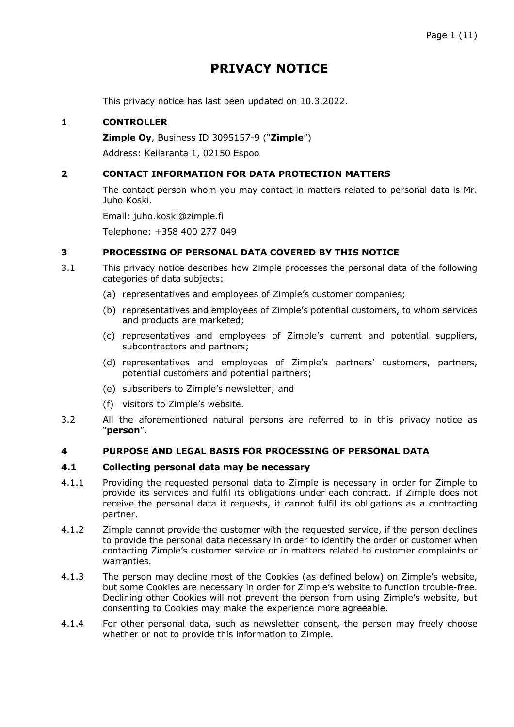# PRIVACY NOTICE

This privacy notice has last been updated on 10.3.2022.

## 1 CONTROLLER

**Zimple Oy**, Business ID 3095157-9 ("**Zimple**")

Address: Keilaranta 1, 02150 Espoo

## 2 CONTACT INFORMATION FOR DATA PROTECTION MATTERS

The contact person whom you may contact in matters related to personal data is Mr. Juho Koski.

Email: juho.koski@zimple.fi

Telephone: +358 400 277 049

## 3 PROCESSING OF PERSONAL DATA COVERED BY THIS NOTICE

3.1 This privacy notice describes how Zimple processes the personal data of the following categories of data subjects:

(a) representatives and employees of Zimple's customer companies;

(b) representatives and employees of Zimple's potential customers, to whom services and products are marketed;

(c) representatives and employees of Zimple's current and potential suppliers, subcontractors and partners;

(d) representatives and employees of Zimple's partners' customers, partners, potential customers and potential partners;

(e) subscribers to Zimple's newsletter; and

(f) visitors to Zimple's website.

3.2 All the aforementioned natural persons are referred to in this privacy notice as "**person**".

## 4 PURPOSE AND LEGAL BASIS FOR PROCESSING OF PERSONAL DATA

### 4.1 Collecting personal data may be necessary

4.1.1 Providing the requested personal data to Zimple is necessary in order for Zimple to provide its services and fulfil its obligations under each contract. If Zimple does not receive the personal data it requests, it cannot fulfil its obligations as a contracting partner.

4.1.2 Zimple cannot provide the customer with the requested service, if the person declines to provide the personal data necessary in order to identify the order or customer when contacting Zimple's customer service or in matters related to customer complaints or warranties.

4.1.3 The person may decline most of the Cookies (as defined below) on Zimple's website, but some Cookies are necessary in order for Zimple's website to function trouble-free. Declining other Cookies will not prevent the person from using Zimple's website, but consenting to Cookies may make the experience more agreeable.

4.1.4 For other personal data, such as newsletter consent, the person may freely choose whether or not to provide this information to Zimple.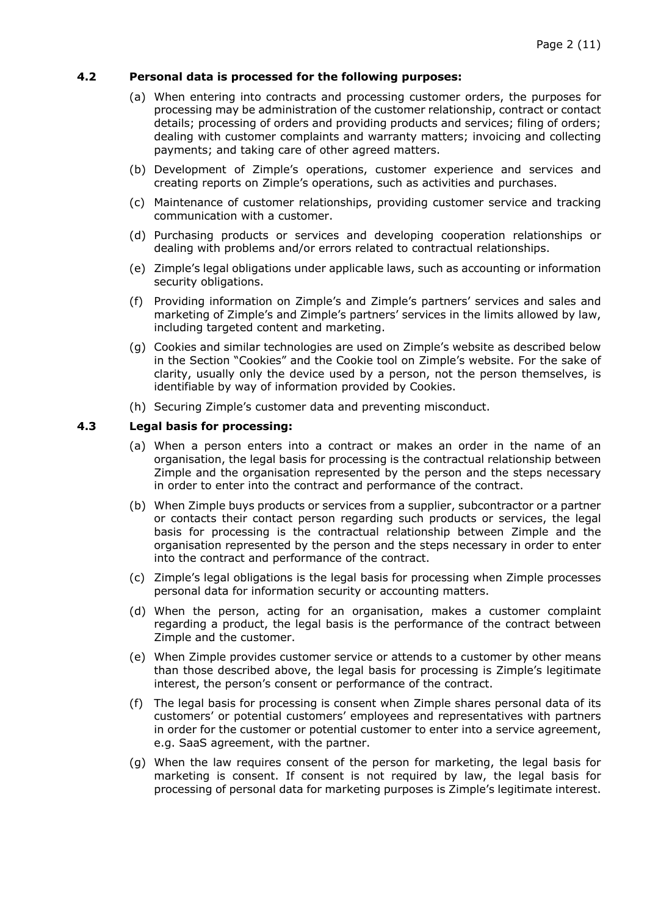### 4.2 Personal data is processed for the following purposes:

(a) When entering into contracts and processing customer orders, the purposes for processing may be administration of the customer relationship, contract or contact details; processing of orders and providing products and services; filing of orders; dealing with customer complaints and warranty matters; invoicing and collecting payments; and taking care of other agreed matters.

(b) Development of Zimple's operations, customer experience and services and creating reports on Zimple's operations, such as activities and purchases.

(c) Maintenance of customer relationships, providing customer service and tracking communication with a customer.

(d) Purchasing products or services and developing cooperation relationships or dealing with problems and/or errors related to contractual relationships.

(e) Zimple's legal obligations under applicable laws, such as accounting or information security obligations.

(f) Providing information on Zimple's and Zimple's partners' services and sales and marketing of Zimple's and Zimple's partners' services in the limits allowed by law, including targeted content and marketing.

(g) Cookies and similar technologies are used on Zimple's website as described below in the Section "Cookies" and the Cookie tool on Zimple's website. For the sake of clarity, usually only the device used by a person, not the person themselves, is identifiable by way of information provided by Cookies.

(h) Securing Zimple's customer data and preventing misconduct.

### 4.3 Legal basis for processing:

(a) When a person enters into a contract or makes an order in the name of an organisation, the legal basis for processing is the contractual relationship between Zimple and the organisation represented by the person and the steps necessary in order to enter into the contract and performance of the contract.

(b) When Zimple buys products or services from a supplier, subcontractor or a partner or contacts their contact person regarding such products or services, the legal basis for processing is the contractual relationship between Zimple and the organisation represented by the person and the steps necessary in order to enter into the contract and performance of the contract.

(c) Zimple's legal obligations is the legal basis for processing when Zimple processes personal data for information security or accounting matters.

(d) When the person, acting for an organisation, makes a customer complaint regarding a product, the legal basis is the performance of the contract between Zimple and the customer.

(e) When Zimple provides customer service or attends to a customer by other means than those described above, the legal basis for processing is Zimple's legitimate interest, the person's consent or performance of the contract.

(f) The legal basis for processing is consent when Zimple shares personal data of its customers' or potential customers' employees and representatives with partners in order for the customer or potential customer to enter into a service agreement, e.g. SaaS agreement, with the partner.

(g) When the law requires consent of the person for marketing, the legal basis for marketing is consent. If consent is not required by law, the legal basis for processing of personal data for marketing purposes is Zimple's legitimate interest.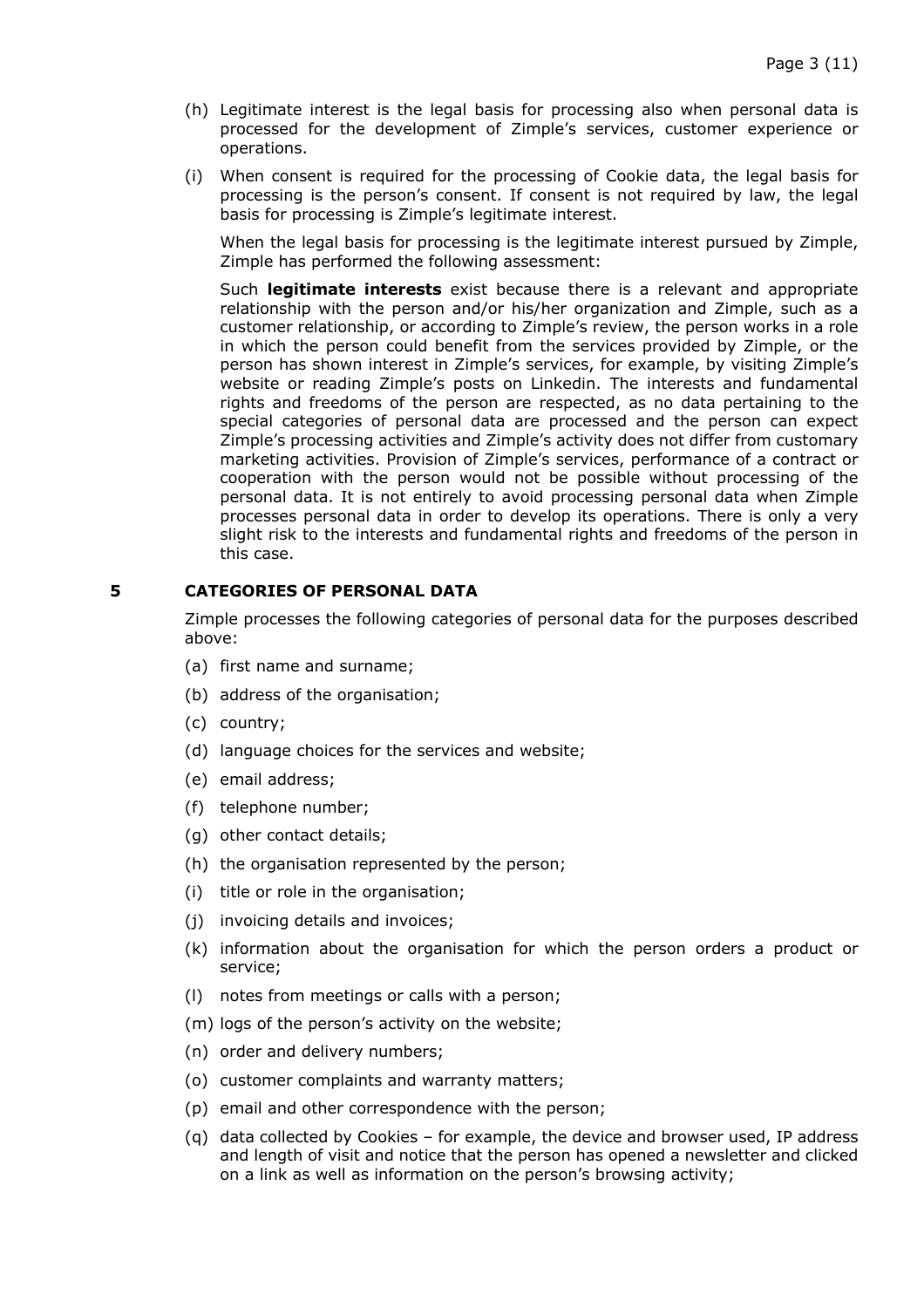(h) Legitimate interest is the legal basis for processing also when personal data is processed for the development of Zimple's services, customer experience or operations.

(i) When consent is required for the processing of Cookie data, the legal basis for processing is the person's consent. If consent is not required by law, the legal basis for processing is Zimple's legitimate interest.

When the legal basis for processing is the legitimate interest pursued by Zimple, Zimple has performed the following assessment:

Such **legitimate interests** exist because there is a relevant and appropriate relationship with the person and/or his/her organization and Zimple, such as a customer relationship, or according to Zimple's review, the person works in a role in which the person could benefit from the services provided by Zimple, or the person has shown interest in Zimple's services, for example, by visiting Zimple's website or reading Zimple's posts on Linkedin. The interests and fundamental rights and freedoms of the person are respected, as no data pertaining to the special categories of personal data are processed and the person can expect Zimple's processing activities and Zimple's activity does not differ from customary marketing activities. Provision of Zimple's services, performance of a contract or cooperation with the person would not be possible without processing of the personal data. It is not entirely to avoid processing personal data when Zimple processes personal data in order to develop its operations. There is only a very slight risk to the interests and fundamental rights and freedoms of the person in this case.

## 5 CATEGORIES OF PERSONAL DATA

Zimple processes the following categories of personal data for the purposes described above:

(a) first name and surname;

(b) address of the organisation;

(c) country;

(d) language choices for the services and website;

(e) email address;

(f) telephone number;

(g) other contact details;

(h) the organisation represented by the person;

(i) title or role in the organisation;

(j) invoicing details and invoices;

(k) information about the organisation for which the person orders a product or service;

(l) notes from meetings or calls with a person;

(m) logs of the person's activity on the website;

(n) order and delivery numbers;

(o) customer complaints and warranty matters;

(p) email and other correspondence with the person;

(q) data collected by Cookies – for example, the device and browser used, IP address and length of visit and notice that the person has opened a newsletter and clicked on a link as well as information on the person's browsing activity;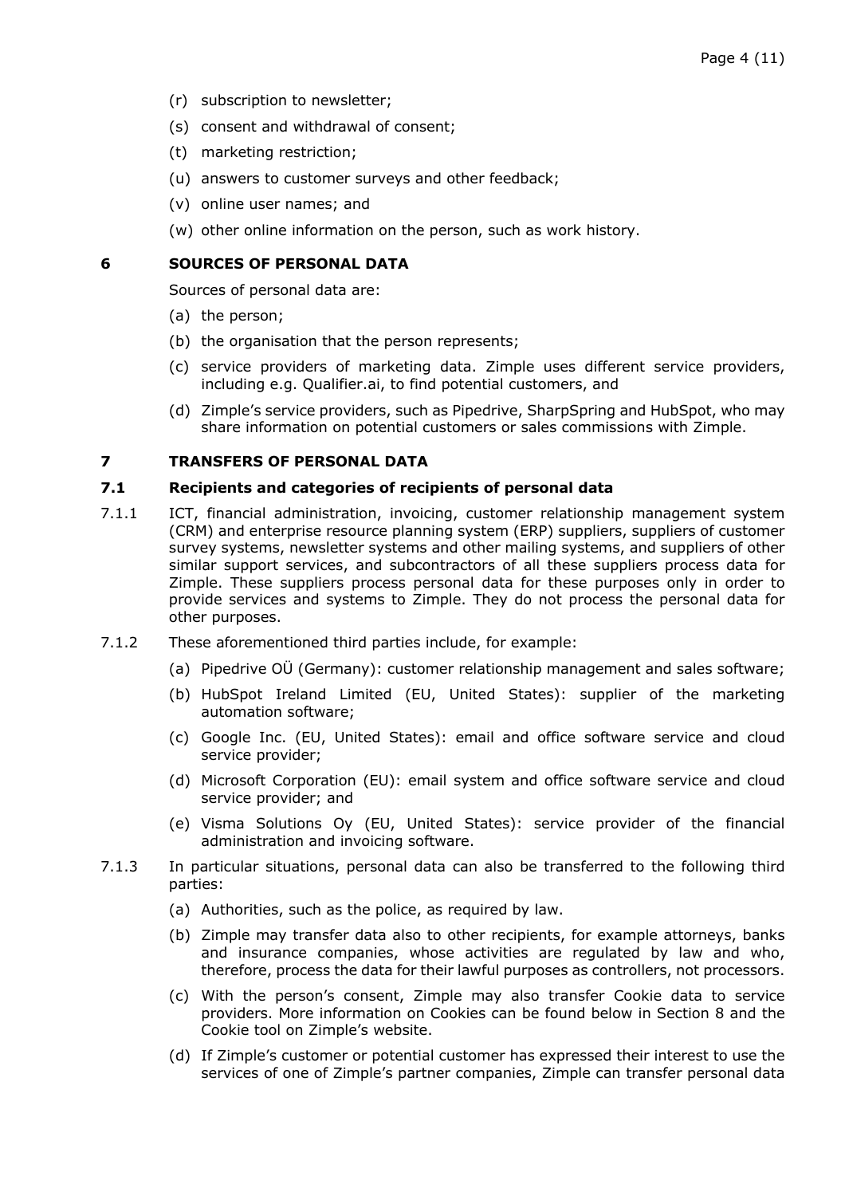(r) subscription to newsletter;

(s) consent and withdrawal of consent;

(t) marketing restriction;

(u) answers to customer surveys and other feedback;

(v) online user names; and

(w) other online information on the person, such as work history.

## 6 SOURCES OF PERSONAL DATA

Sources of personal data are:

(a) the person;

(b) the organisation that the person represents;

(c) service providers of marketing data. Zimple uses different service providers, including e.g. Qualifier.ai, to find potential customers, and

(d) Zimple's service providers, such as Pipedrive, SharpSpring and HubSpot, who may share information on potential customers or sales commissions with Zimple.

## 7 TRANSFERS OF PERSONAL DATA

### 7.1 Recipients and categories of recipients of personal data

7.1.1 ICT, financial administration, invoicing, customer relationship management system (CRM) and enterprise resource planning system (ERP) suppliers, suppliers of customer survey systems, newsletter systems and other mailing systems, and suppliers of other similar support services, and subcontractors of all these suppliers process data for Zimple. These suppliers process personal data for these purposes only in order to provide services and systems to Zimple. They do not process the personal data for other purposes.

7.1.2 These aforementioned third parties include, for example:

(a) Pipedrive OÜ (Germany): customer relationship management and sales software;

(b) HubSpot Ireland Limited (EU, United States): supplier of the marketing automation software;

(c) Google Inc. (EU, United States): email and office software service and cloud service provider;

(d) Microsoft Corporation (EU): email system and office software service and cloud service provider; and

(e) Visma Solutions Oy (EU, United States): service provider of the financial administration and invoicing software.

7.1.3 In particular situations, personal data can also be transferred to the following third parties:

(a) Authorities, such as the police, as required by law.

(b) Zimple may transfer data also to other recipients, for example attorneys, banks and insurance companies, whose activities are regulated by law and who, therefore, process the data for their lawful purposes as controllers, not processors.

(c) With the person's consent, Zimple may also transfer Cookie data to service providers. More information on Cookies can be found below in Section 8 and the Cookie tool on Zimple's website.

(d) If Zimple's customer or potential customer has expressed their interest to use the services of one of Zimple's partner companies, Zimple can transfer personal data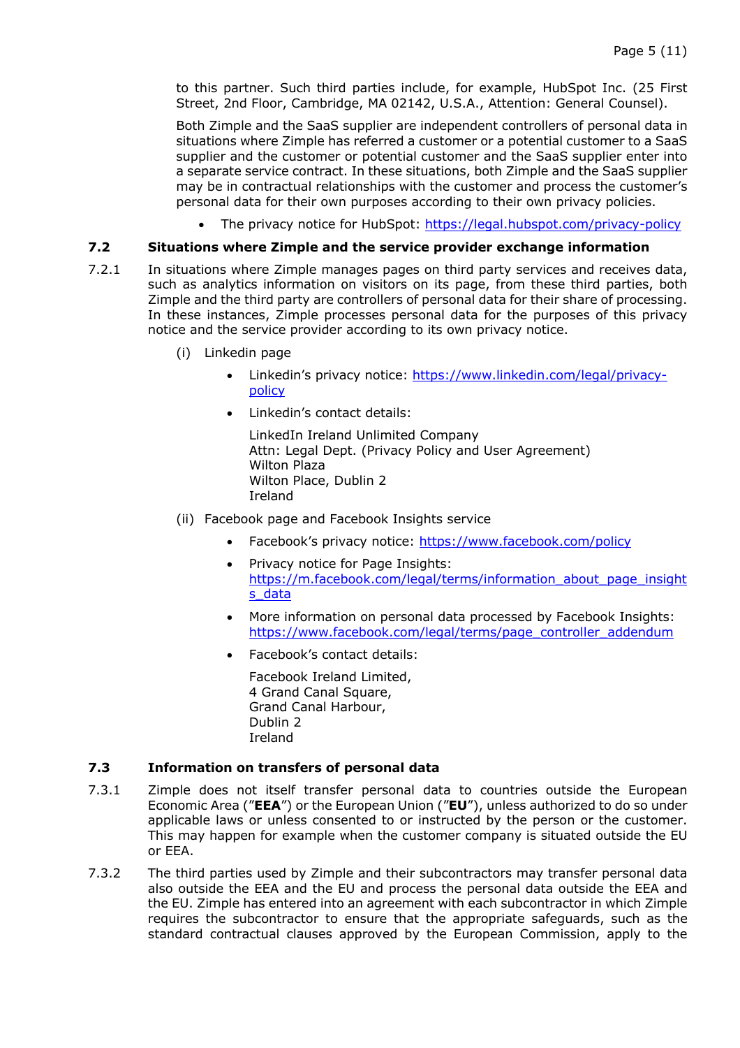to this partner. Such third parties include, for example, HubSpot Inc. (25 First Street, 2nd Floor, Cambridge, MA 02142, U.S.A., Attention: General Counsel).

Both Zimple and the SaaS supplier are independent controllers of personal data in situations where Zimple has referred a customer or a potential customer to a SaaS supplier and the customer or potential customer and the SaaS supplier enter into a separate service contract. In these situations, both Zimple and the SaaS supplier may be in contractual relationships with the customer and process the customer's personal data for their own purposes according to their own privacy policies.

- The privacy notice for HubSpot: https://legal.hubspot.com/privacy-policy

### 7.2 Situations where Zimple and the service provider exchange information

7.2.1 In situations where Zimple manages pages on third party services and receives data, such as analytics information on visitors on its page, from these third parties, both Zimple and the third party are controllers of personal data for their share of processing. In these instances, Zimple processes personal data for the purposes of this privacy notice and the service provider according to its own privacy notice.

(i) Linkedin page

- Linkedin's privacy notice: https://www.linkedin.com/legal/privacy-policy
- Linkedin's contact details:

  LinkedIn Ireland Unlimited Company
  Attn: Legal Dept. (Privacy Policy and User Agreement)
  Wilton Plaza
  Wilton Place, Dublin 2
  Ireland

(ii) Facebook page and Facebook Insights service

- Facebook's privacy notice: https://www.facebook.com/policy
- Privacy notice for Page Insights: https://m.facebook.com/legal/terms/information_about_page_insights_data
- More information on personal data processed by Facebook Insights: https://www.facebook.com/legal/terms/page_controller_addendum
- Facebook's contact details:

  Facebook Ireland Limited,
  4 Grand Canal Square,
  Grand Canal Harbour,
  Dublin 2
  Ireland

### 7.3 Information on transfers of personal data

7.3.1 Zimple does not itself transfer personal data to countries outside the European Economic Area ("**EEA**") or the European Union ("**EU**"), unless authorized to do so under applicable laws or unless consented to or instructed by the person or the customer. This may happen for example when the customer company is situated outside the EU or EEA.

7.3.2 The third parties used by Zimple and their subcontractors may transfer personal data also outside the EEA and the EU and process the personal data outside the EEA and the EU. Zimple has entered into an agreement with each subcontractor in which Zimple requires the subcontractor to ensure that the appropriate safeguards, such as the standard contractual clauses approved by the European Commission, apply to the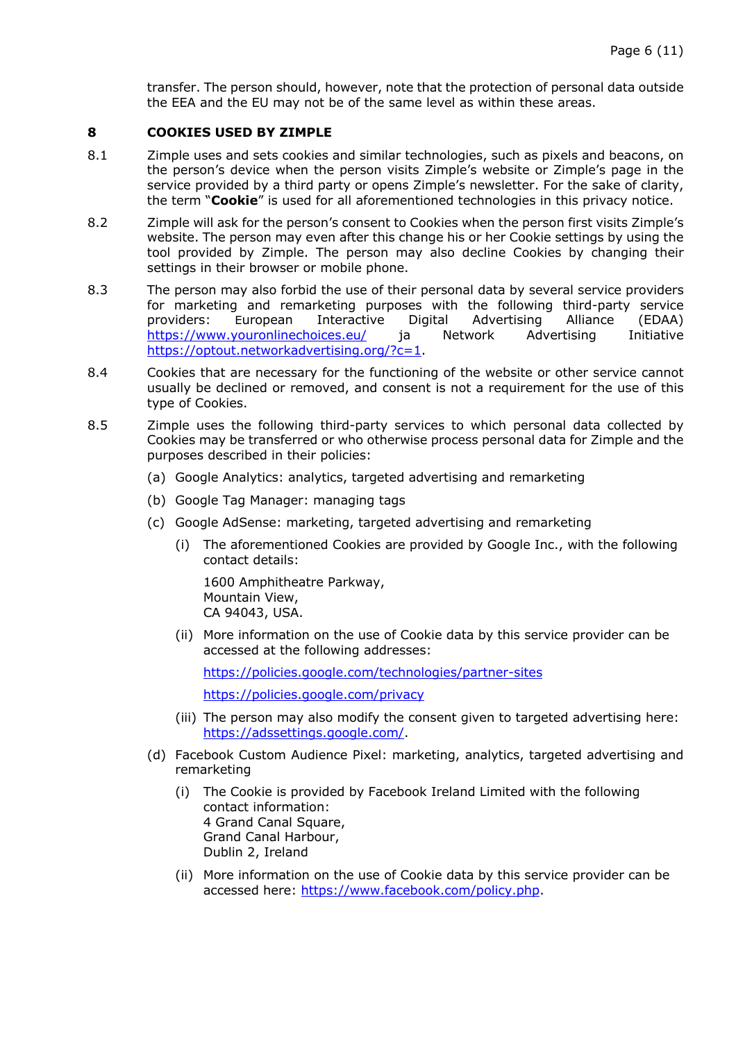transfer. The person should, however, note that the protection of personal data outside the EEA and the EU may not be of the same level as within these areas.

## 8 COOKIES USED BY ZIMPLE

8.1 Zimple uses and sets cookies and similar technologies, such as pixels and beacons, on the person's device when the person visits Zimple's website or Zimple's page in the service provided by a third party or opens Zimple's newsletter. For the sake of clarity, the term "**Cookie**" is used for all aforementioned technologies in this privacy notice.

8.2 Zimple will ask for the person's consent to Cookies when the person first visits Zimple's website. The person may even after this change his or her Cookie settings by using the tool provided by Zimple. The person may also decline Cookies by changing their settings in their browser or mobile phone.

8.3 The person may also forbid the use of their personal data by several service providers for marketing and remarketing purposes with the following third-party service providers: European Interactive Digital Advertising Alliance (EDAA) https://www.youronlinechoices.eu/ ja Network Advertising Initiative https://optout.networkadvertising.org/?c=1.

8.4 Cookies that are necessary for the functioning of the website or other service cannot usually be declined or removed, and consent is not a requirement for the use of this type of Cookies.

8.5 Zimple uses the following third-party services to which personal data collected by Cookies may be transferred or who otherwise process personal data for Zimple and the purposes described in their policies:

(a) Google Analytics: analytics, targeted advertising and remarketing

(b) Google Tag Manager: managing tags

(c) Google AdSense: marketing, targeted advertising and remarketing

(i) The aforementioned Cookies are provided by Google Inc., with the following contact details:

1600 Amphitheatre Parkway,
Mountain View,
CA 94043, USA.

(ii) More information on the use of Cookie data by this service provider can be accessed at the following addresses:

https://policies.google.com/technologies/partner-sites

https://policies.google.com/privacy

(iii) The person may also modify the consent given to targeted advertising here: https://adssettings.google.com/.

(d) Facebook Custom Audience Pixel: marketing, analytics, targeted advertising and remarketing

(i) The Cookie is provided by Facebook Ireland Limited with the following contact information:
4 Grand Canal Square,
Grand Canal Harbour,
Dublin 2, Ireland

(ii) More information on the use of Cookie data by this service provider can be accessed here: https://www.facebook.com/policy.php.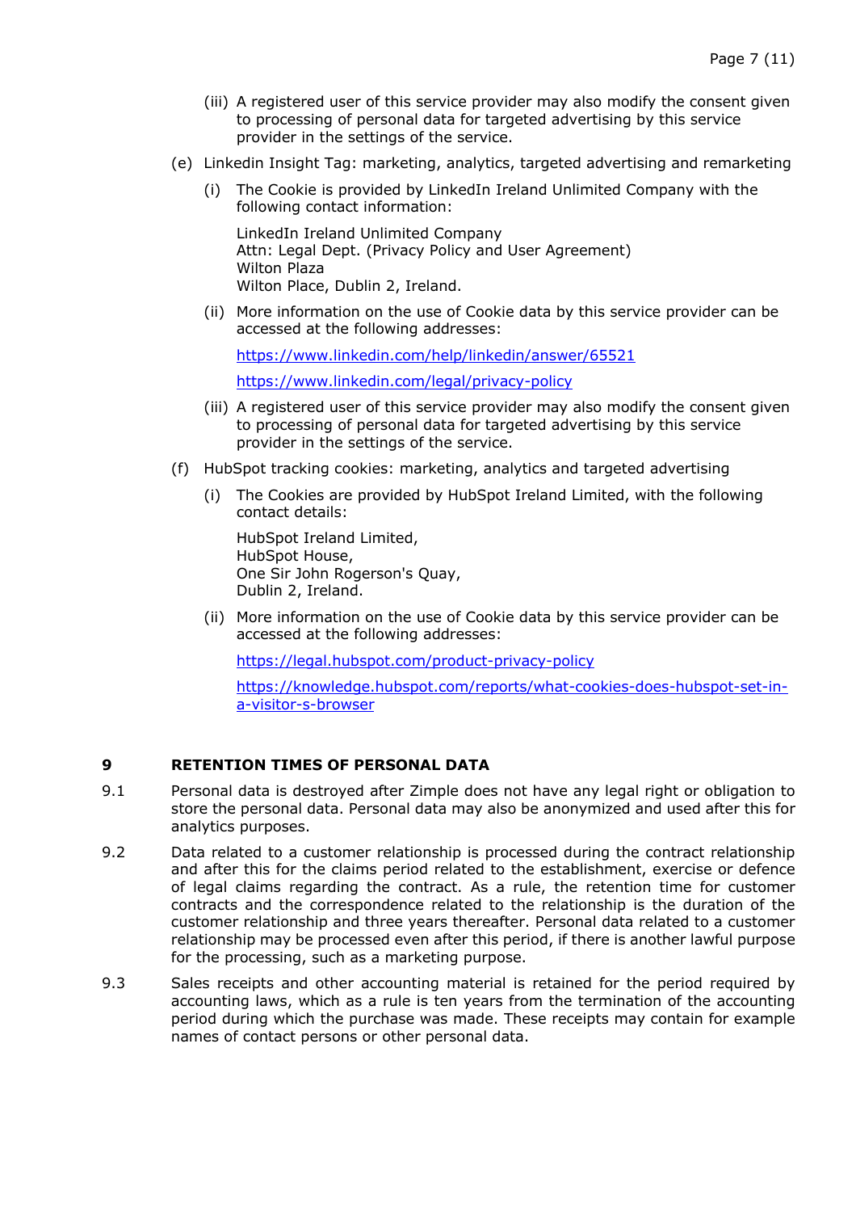(iii) A registered user of this service provider may also modify the consent given to processing of personal data for targeted advertising by this service provider in the settings of the service.

(e) Linkedin Insight Tag: marketing, analytics, targeted advertising and remarketing

(i) The Cookie is provided by LinkedIn Ireland Unlimited Company with the following contact information:

LinkedIn Ireland Unlimited Company
Attn: Legal Dept. (Privacy Policy and User Agreement)
Wilton Plaza
Wilton Place, Dublin 2, Ireland.

(ii) More information on the use of Cookie data by this service provider can be accessed at the following addresses:

https://www.linkedin.com/help/linkedin/answer/65521

https://www.linkedin.com/legal/privacy-policy

(iii) A registered user of this service provider may also modify the consent given to processing of personal data for targeted advertising by this service provider in the settings of the service.

(f) HubSpot tracking cookies: marketing, analytics and targeted advertising

(i) The Cookies are provided by HubSpot Ireland Limited, with the following contact details:

HubSpot Ireland Limited,
HubSpot House,
One Sir John Rogerson's Quay,
Dublin 2, Ireland.

(ii) More information on the use of Cookie data by this service provider can be accessed at the following addresses:

https://legal.hubspot.com/product-privacy-policy

https://knowledge.hubspot.com/reports/what-cookies-does-hubspot-set-in-a-visitor-s-browser

## 9 RETENTION TIMES OF PERSONAL DATA

9.1 Personal data is destroyed after Zimple does not have any legal right or obligation to store the personal data. Personal data may also be anonymized and used after this for analytics purposes.

9.2 Data related to a customer relationship is processed during the contract relationship and after this for the claims period related to the establishment, exercise or defence of legal claims regarding the contract. As a rule, the retention time for customer contracts and the correspondence related to the relationship is the duration of the customer relationship and three years thereafter. Personal data related to a customer relationship may be processed even after this period, if there is another lawful purpose for the processing, such as a marketing purpose.

9.3 Sales receipts and other accounting material is retained for the period required by accounting laws, which as a rule is ten years from the termination of the accounting period during which the purchase was made. These receipts may contain for example names of contact persons or other personal data.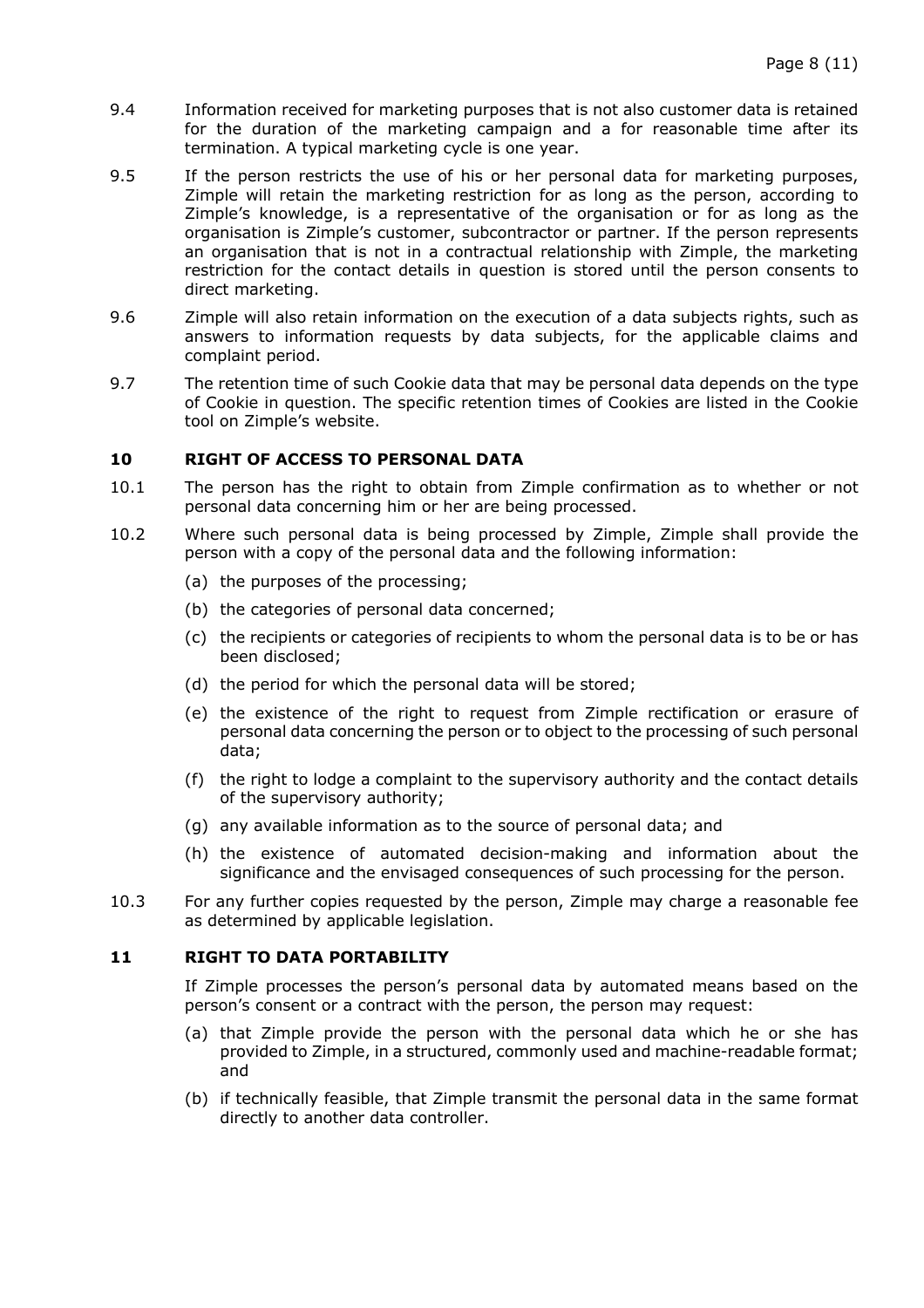9.4 Information received for marketing purposes that is not also customer data is retained for the duration of the marketing campaign and a for reasonable time after its termination. A typical marketing cycle is one year.

9.5 If the person restricts the use of his or her personal data for marketing purposes, Zimple will retain the marketing restriction for as long as the person, according to Zimple's knowledge, is a representative of the organisation or for as long as the organisation is Zimple's customer, subcontractor or partner. If the person represents an organisation that is not in a contractual relationship with Zimple, the marketing restriction for the contact details in question is stored until the person consents to direct marketing.

9.6 Zimple will also retain information on the execution of a data subjects rights, such as answers to information requests by data subjects, for the applicable claims and complaint period.

9.7 The retention time of such Cookie data that may be personal data depends on the type of Cookie in question. The specific retention times of Cookies are listed in the Cookie tool on Zimple's website.

## 10 RIGHT OF ACCESS TO PERSONAL DATA

10.1 The person has the right to obtain from Zimple confirmation as to whether or not personal data concerning him or her are being processed.

10.2 Where such personal data is being processed by Zimple, Zimple shall provide the person with a copy of the personal data and the following information:

(a) the purposes of the processing;

(b) the categories of personal data concerned;

(c) the recipients or categories of recipients to whom the personal data is to be or has been disclosed;

(d) the period for which the personal data will be stored;

(e) the existence of the right to request from Zimple rectification or erasure of personal data concerning the person or to object to the processing of such personal data;

(f) the right to lodge a complaint to the supervisory authority and the contact details of the supervisory authority;

(g) any available information as to the source of personal data; and

(h) the existence of automated decision-making and information about the significance and the envisaged consequences of such processing for the person.

10.3 For any further copies requested by the person, Zimple may charge a reasonable fee as determined by applicable legislation.

## 11 RIGHT TO DATA PORTABILITY

If Zimple processes the person's personal data by automated means based on the person's consent or a contract with the person, the person may request:

(a) that Zimple provide the person with the personal data which he or she has provided to Zimple, in a structured, commonly used and machine-readable format; and

(b) if technically feasible, that Zimple transmit the personal data in the same format directly to another data controller.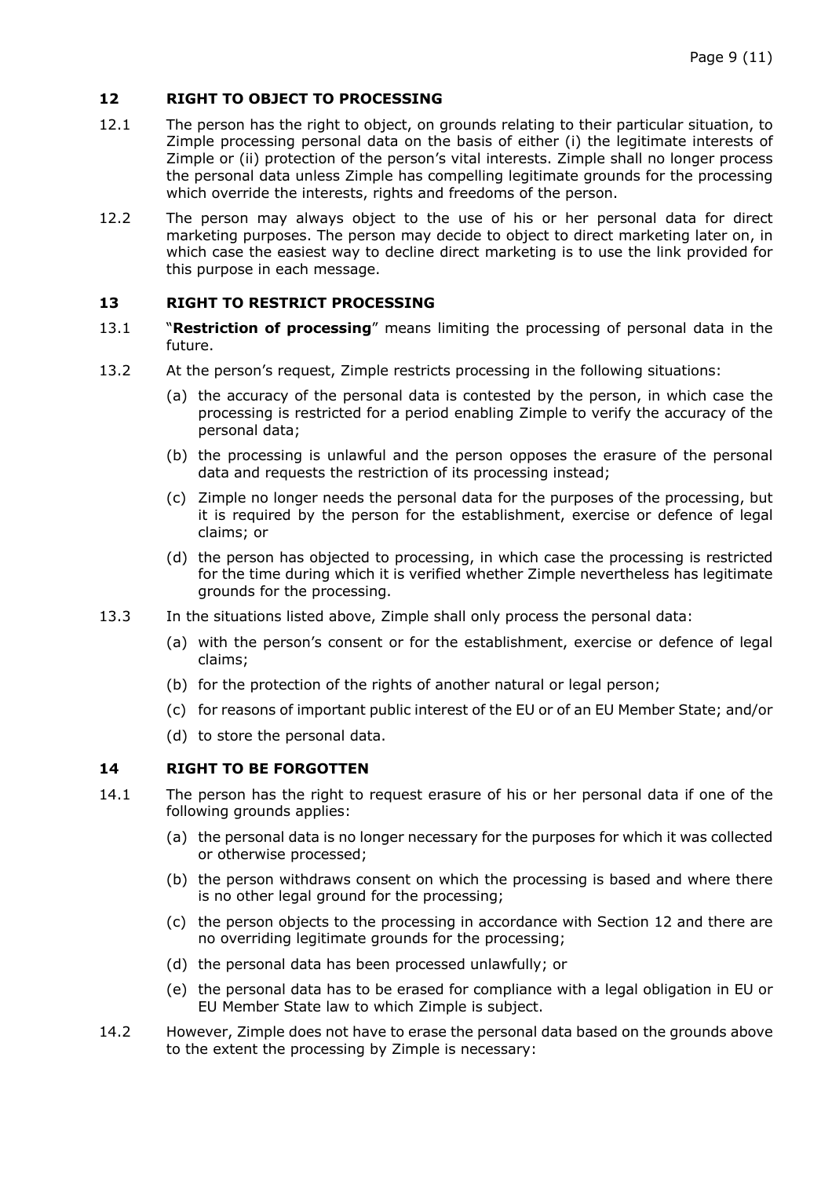## 12 RIGHT TO OBJECT TO PROCESSING

12.1 The person has the right to object, on grounds relating to their particular situation, to Zimple processing personal data on the basis of either (i) the legitimate interests of Zimple or (ii) protection of the person's vital interests. Zimple shall no longer process the personal data unless Zimple has compelling legitimate grounds for the processing which override the interests, rights and freedoms of the person.

12.2 The person may always object to the use of his or her personal data for direct marketing purposes. The person may decide to object to direct marketing later on, in which case the easiest way to decline direct marketing is to use the link provided for this purpose in each message.

## 13 RIGHT TO RESTRICT PROCESSING

13.1 "**Restriction of processing**" means limiting the processing of personal data in the future.

13.2 At the person's request, Zimple restricts processing in the following situations:

(a) the accuracy of the personal data is contested by the person, in which case the processing is restricted for a period enabling Zimple to verify the accuracy of the personal data;

(b) the processing is unlawful and the person opposes the erasure of the personal data and requests the restriction of its processing instead;

(c) Zimple no longer needs the personal data for the purposes of the processing, but it is required by the person for the establishment, exercise or defence of legal claims; or

(d) the person has objected to processing, in which case the processing is restricted for the time during which it is verified whether Zimple nevertheless has legitimate grounds for the processing.

13.3 In the situations listed above, Zimple shall only process the personal data:

(a) with the person's consent or for the establishment, exercise or defence of legal claims;

(b) for the protection of the rights of another natural or legal person;

(c) for reasons of important public interest of the EU or of an EU Member State; and/or

(d) to store the personal data.

## 14 RIGHT TO BE FORGOTTEN

14.1 The person has the right to request erasure of his or her personal data if one of the following grounds applies:

(a) the personal data is no longer necessary for the purposes for which it was collected or otherwise processed;

(b) the person withdraws consent on which the processing is based and where there is no other legal ground for the processing;

(c) the person objects to the processing in accordance with Section 12 and there are no overriding legitimate grounds for the processing;

(d) the personal data has been processed unlawfully; or

(e) the personal data has to be erased for compliance with a legal obligation in EU or EU Member State law to which Zimple is subject.

14.2 However, Zimple does not have to erase the personal data based on the grounds above to the extent the processing by Zimple is necessary: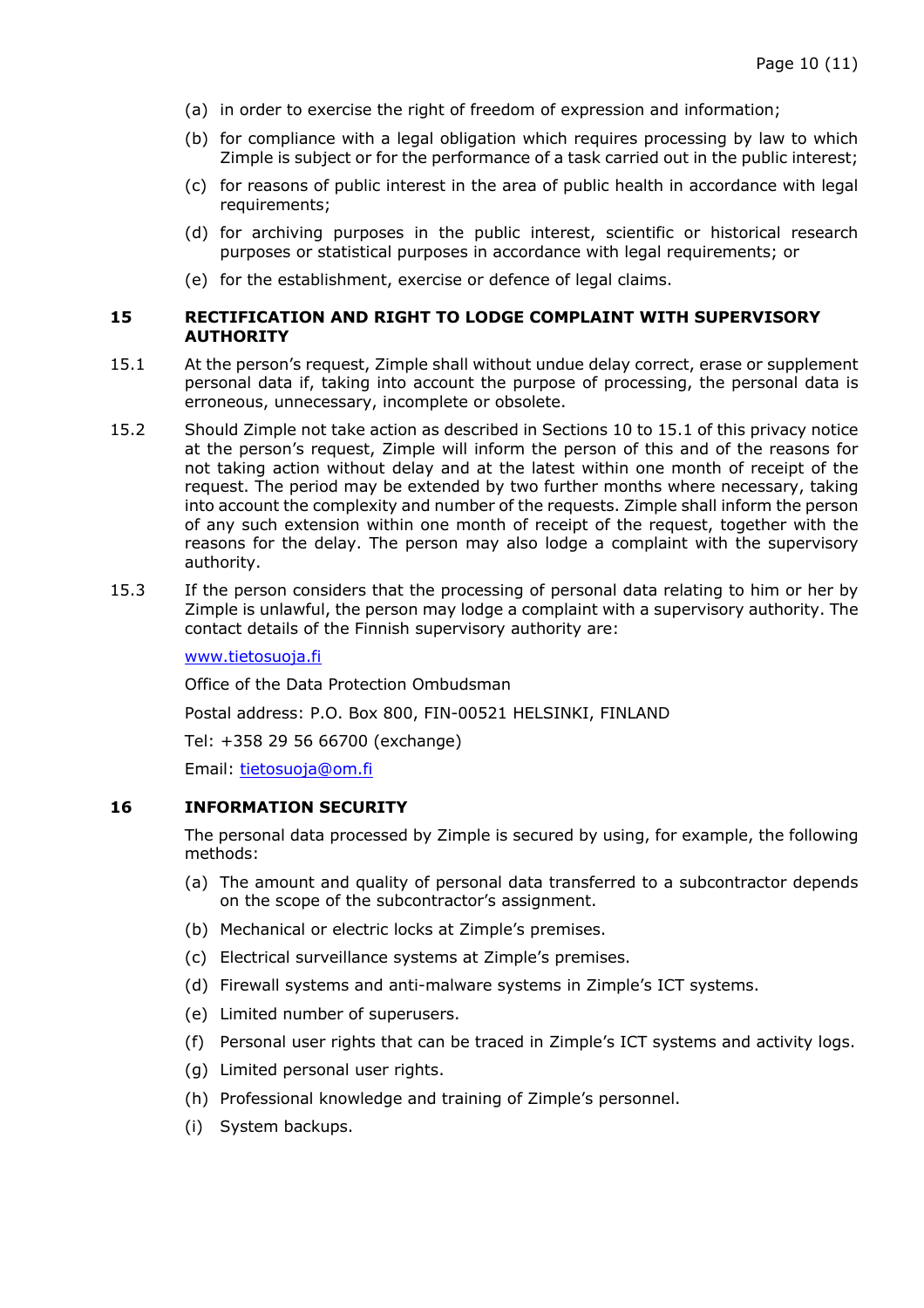(a) in order to exercise the right of freedom of expression and information;

(b) for compliance with a legal obligation which requires processing by law to which Zimple is subject or for the performance of a task carried out in the public interest;

(c) for reasons of public interest in the area of public health in accordance with legal requirements;

(d) for archiving purposes in the public interest, scientific or historical research purposes or statistical purposes in accordance with legal requirements; or

(e) for the establishment, exercise or defence of legal claims.

## 15 RECTIFICATION AND RIGHT TO LODGE COMPLAINT WITH SUPERVISORY AUTHORITY

15.1 At the person's request, Zimple shall without undue delay correct, erase or supplement personal data if, taking into account the purpose of processing, the personal data is erroneous, unnecessary, incomplete or obsolete.

15.2 Should Zimple not take action as described in Sections 10 to 15.1 of this privacy notice at the person's request, Zimple will inform the person of this and of the reasons for not taking action without delay and at the latest within one month of receipt of the request. The period may be extended by two further months where necessary, taking into account the complexity and number of the requests. Zimple shall inform the person of any such extension within one month of receipt of the request, together with the reasons for the delay. The person may also lodge a complaint with the supervisory authority.

15.3 If the person considers that the processing of personal data relating to him or her by Zimple is unlawful, the person may lodge a complaint with a supervisory authority. The contact details of the Finnish supervisory authority are:

[www.tietosuoja.fi](http://www.tietosuoja.fi)

Office of the Data Protection Ombudsman

Postal address: P.O. Box 800, FIN-00521 HELSINKI, FINLAND

Tel: +358 29 56 66700 (exchange)

Email: [tietosuoja@om.fi](mailto:tietosuoja@om.fi)

## 16 INFORMATION SECURITY

The personal data processed by Zimple is secured by using, for example, the following methods:

(a) The amount and quality of personal data transferred to a subcontractor depends on the scope of the subcontractor's assignment.

(b) Mechanical or electric locks at Zimple's premises.

(c) Electrical surveillance systems at Zimple's premises.

(d) Firewall systems and anti-malware systems in Zimple's ICT systems.

(e) Limited number of superusers.

(f) Personal user rights that can be traced in Zimple's ICT systems and activity logs.

(g) Limited personal user rights.

(h) Professional knowledge and training of Zimple's personnel.

(i) System backups.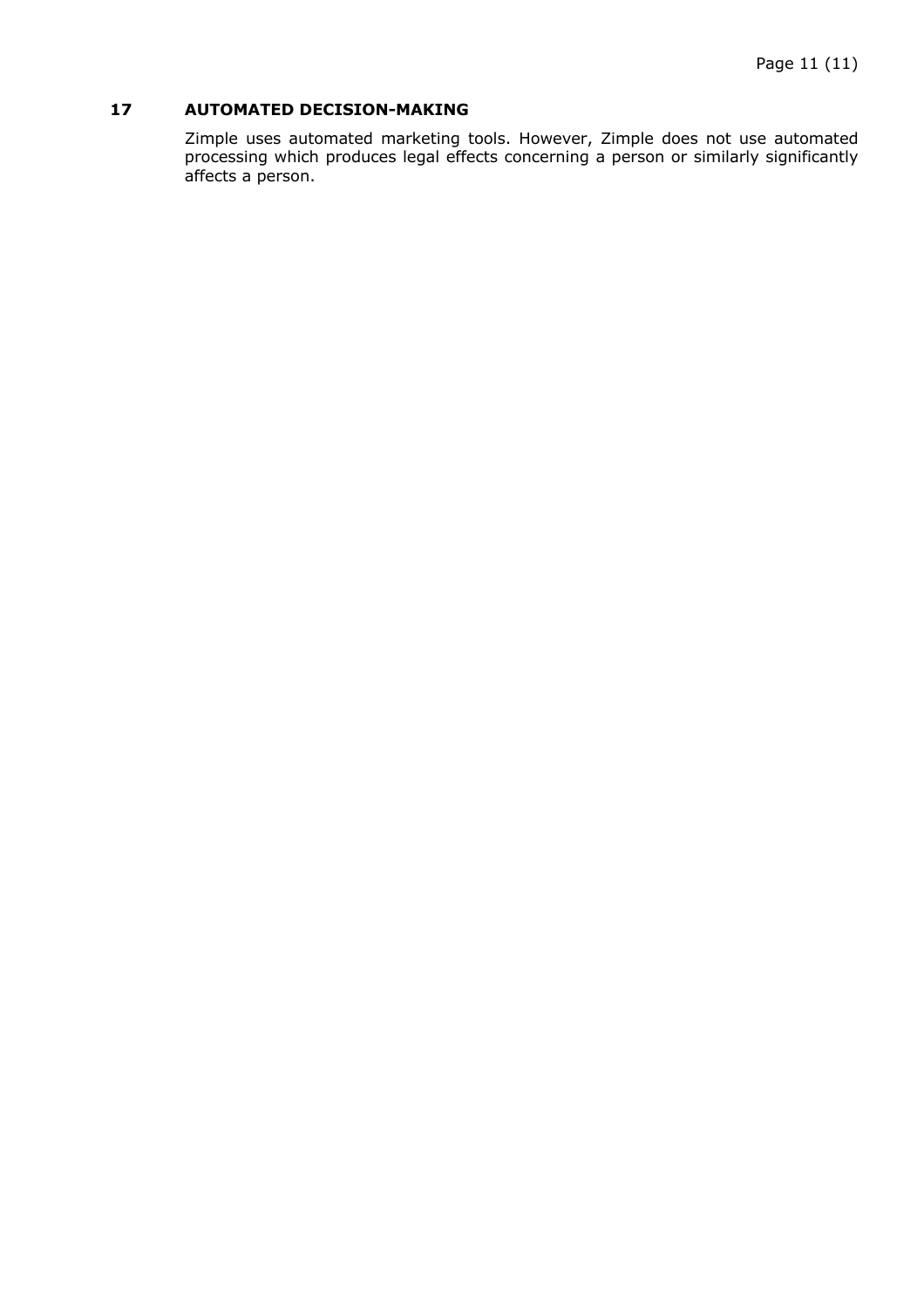## 17 AUTOMATED DECISION-MAKING

Zimple uses automated marketing tools. However, Zimple does not use automated processing which produces legal effects concerning a person or similarly significantly affects a person.